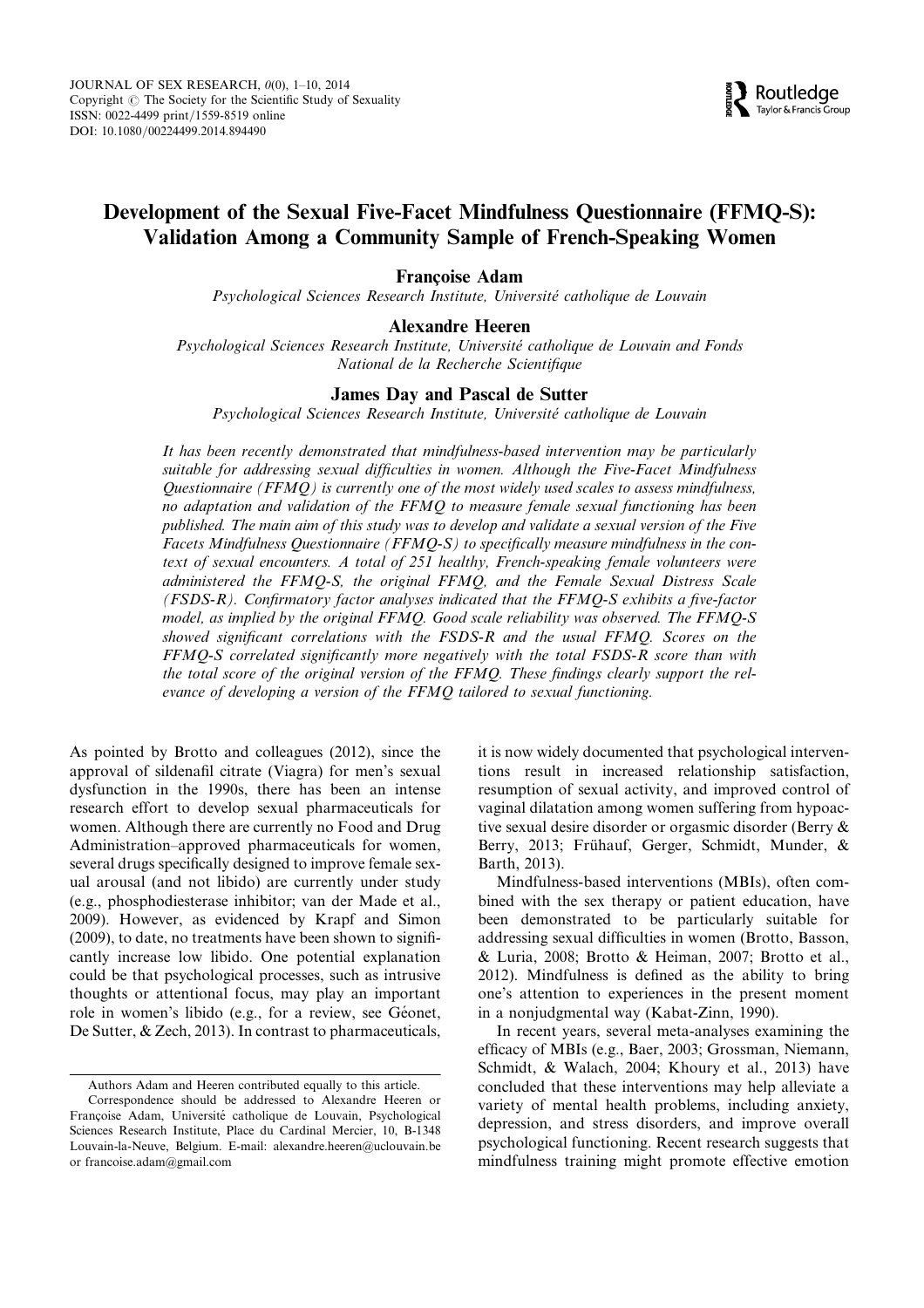# Development of the Sexual Five-Facet Mindfulness Questionnaire (FFMQ-S): Validation Among a Community Sample of French-Speaking Women

**Françoise Adam**

*Psychological Sciences Research Institute, Université catholique de Louvain*

**Alexandre Heeren**

*Psychological Sciences Research Institute, Université catholique de Louvain and Fonds National de la Recherche Scientifique*

**James Day and Pascal de Sutter**

*Psychological Sciences Research Institute, Université catholique de Louvain*

*It has been recently demonstrated that mindfulness-based intervention may be particularly suitable for addressing sexual difficulties in women. Although the Five-Facet Mindfulness Questionnaire (FFMQ) is currently one of the most widely used scales to assess mindfulness, no adaptation and validation of the FFMQ to measure female sexual functioning has been published. The main aim of this study was to develop and validate a sexual version of the Five Facets Mindfulness Questionnaire (FFMQ-S) to specifically measure mindfulness in the context of sexual encounters. A total of 251 healthy, French-speaking female volunteers were administered the FFMQ-S, the original FFMQ, and the Female Sexual Distress Scale (FSDS-R). Confirmatory factor analyses indicated that the FFMQ-S exhibits a five-factor model, as implied by the original FFMQ. Good scale reliability was observed. The FFMQ-S showed significant correlations with the FSDS-R and the usual FFMQ. Scores on the FFMQ-S correlated significantly more negatively with the total FSDS-R score than with the total score of the original version of the FFMQ. These findings clearly support the relevance of developing a version of the FFMQ tailored to sexual functioning.*

As pointed by Brotto and colleagues (2012), since the approval of sildenafil citrate (Viagra) for men's sexual dysfunction in the 1990s, there has been an intense research effort to develop sexual pharmaceuticals for women. Although there are currently no Food and Drug Administration–approved pharmaceuticals for women, several drugs specifically designed to improve female sexual arousal (and not libido) are currently under study (e.g., phosphodiesterase inhibitor; van der Made et al., 2009). However, as evidenced by Krapf and Simon (2009), to date, no treatments have been shown to significantly increase low libido. One potential explanation could be that psychological processes, such as intrusive thoughts or attentional focus, may play an important role in women's libido (e.g., for a review, see Géonet, De Sutter, & Zech, 2013). In contrast to pharmaceuticals, it is now widely documented that psychological interventions result in increased relationship satisfaction, resumption of sexual activity, and improved control of vaginal dilatation among women suffering from hypoactive sexual desire disorder or orgasmic disorder (Berry & Berry, 2013; Frühauf, Gerger, Schmidt, Munder, & Barth, 2013).

Mindfulness-based interventions (MBIs), often combined with the sex therapy or patient education, have been demonstrated to be particularly suitable for addressing sexual difficulties in women (Brotto, Basson, & Luria, 2008; Brotto & Heiman, 2007; Brotto et al., 2012). Mindfulness is defined as the ability to bring one's attention to experiences in the present moment in a nonjudgmental way (Kabat-Zinn, 1990).

In recent years, several meta-analyses examining the efficacy of MBIs (e.g., Baer, 2003; Grossman, Niemann, Schmidt, & Walach, 2004; Khoury et al., 2013) have concluded that these interventions may help alleviate a variety of mental health problems, including anxiety, depression, and stress disorders, and improve overall psychological functioning. Recent research suggests that mindfulness training might promote effective emotion

Authors Adam and Heeren contributed equally to this article.

Correspondence should be addressed to Alexandre Heeren or Françoise Adam, Université catholique de Louvain, Psychological Sciences Research Institute, Place du Cardinal Mercier, 10, B-1348 Louvain-la-Neuve, Belgium. E-mail: alexandre.heeren@uclouvain.be or francoise.adam@gmail.com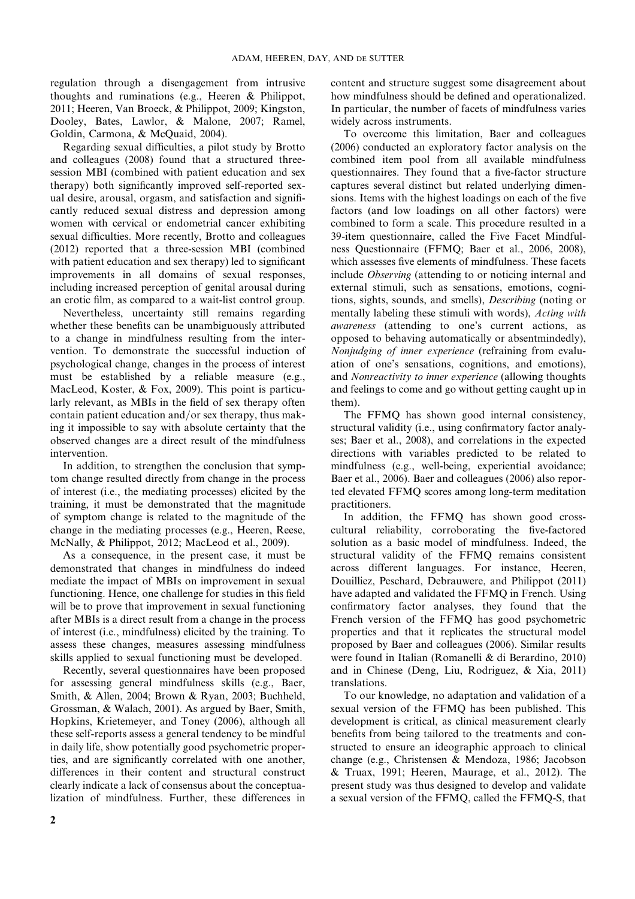regulation through a disengagement from intrusive thoughts and ruminations (e.g., Heeren & Philippot, 2011; Heeren, Van Broeck, & Philippot, 2009; Kingston, Dooley, Bates, Lawlor, & Malone, 2007; Ramel, Goldin, Carmona, & McQuaid, 2004).

Regarding sexual difficulties, a pilot study by Brotto and colleagues (2008) found that a structured three-session MBI (combined with patient education and sex therapy) both significantly improved self-reported sexual desire, arousal, orgasm, and satisfaction and significantly reduced sexual distress and depression among women with cervical or endometrial cancer exhibiting sexual difficulties. More recently, Brotto and colleagues (2012) reported that a three-session MBI (combined with patient education and sex therapy) led to significant improvements in all domains of sexual responses, including increased perception of genital arousal during an erotic film, as compared to a wait-list control group.

Nevertheless, uncertainty still remains regarding whether these benefits can be unambiguously attributed to a change in mindfulness resulting from the intervention. To demonstrate the successful induction of psychological change, changes in the process of interest must be established by a reliable measure (e.g., MacLeod, Koster, & Fox, 2009). This point is particularly relevant, as MBIs in the field of sex therapy often contain patient education and/or sex therapy, thus making it impossible to say with absolute certainty that the observed changes are a direct result of the mindfulness intervention.

In addition, to strengthen the conclusion that symptom change resulted directly from change in the process of interest (i.e., the mediating processes) elicited by the training, it must be demonstrated that the magnitude of symptom change is related to the magnitude of the change in the mediating processes (e.g., Heeren, Reese, McNally, & Philippot, 2012; MacLeod et al., 2009).

As a consequence, in the present case, it must be demonstrated that changes in mindfulness do indeed mediate the impact of MBIs on improvement in sexual functioning. Hence, one challenge for studies in this field will be to prove that improvement in sexual functioning after MBIs is a direct result from a change in the process of interest (i.e., mindfulness) elicited by the training. To assess these changes, measures assessing mindfulness skills applied to sexual functioning must be developed.

Recently, several questionnaires have been proposed for assessing general mindfulness skills (e.g., Baer, Smith, & Allen, 2004; Brown & Ryan, 2003; Buchheld, Grossman, & Walach, 2001). As argued by Baer, Smith, Hopkins, Krietemeyer, and Toney (2006), although all these self-reports assess a general tendency to be mindful in daily life, show potentially good psychometric properties, and are significantly correlated with one another, differences in their content and structural construct clearly indicate a lack of consensus about the conceptualization of mindfulness. Further, these differences in content and structure suggest some disagreement about how mindfulness should be defined and operationalized. In particular, the number of facets of mindfulness varies widely across instruments.

To overcome this limitation, Baer and colleagues (2006) conducted an exploratory factor analysis on the combined item pool from all available mindfulness questionnaires. They found that a five-factor structure captures several distinct but related underlying dimensions. Items with the highest loadings on each of the five factors (and low loadings on all other factors) were combined to form a scale. This procedure resulted in a 39-item questionnaire, called the Five Facet Mindfulness Questionnaire (FFMQ; Baer et al., 2006, 2008), which assesses five elements of mindfulness. These facets include *Observing* (attending to or noticing internal and external stimuli, such as sensations, emotions, cognitions, sights, sounds, and smells), *Describing* (noting or mentally labeling these stimuli with words), *Acting with awareness* (attending to one's current actions, as opposed to behaving automatically or absentmindedly), *Nonjudging of inner experience* (refraining from evaluation of one's sensations, cognitions, and emotions), and *Nonreactivity to inner experience* (allowing thoughts and feelings to come and go without getting caught up in them).

The FFMQ has shown good internal consistency, structural validity (i.e., using confirmatory factor analyses; Baer et al., 2008), and correlations in the expected directions with variables predicted to be related to mindfulness (e.g., well-being, experiential avoidance; Baer et al., 2006). Baer and colleagues (2006) also reported elevated FFMQ scores among long-term meditation practitioners.

In addition, the FFMQ has shown good cross-cultural reliability, corroborating the five-factored solution as a basic model of mindfulness. Indeed, the structural validity of the FFMQ remains consistent across different languages. For instance, Heeren, Douilliez, Peschard, Debrauwere, and Philippot (2011) have adapted and validated the FFMQ in French. Using confirmatory factor analyses, they found that the French version of the FFMQ has good psychometric properties and that it replicates the structural model proposed by Baer and colleagues (2006). Similar results were found in Italian (Romanelli & di Berardino, 2010) and in Chinese (Deng, Liu, Rodriguez, & Xia, 2011) translations.

To our knowledge, no adaptation and validation of a sexual version of the FFMQ has been published. This development is critical, as clinical measurement clearly benefits from being tailored to the treatments and constructed to ensure an ideographic approach to clinical change (e.g., Christensen & Mendoza, 1986; Jacobson & Truax, 1991; Heeren, Maurage, et al., 2012). The present study was thus designed to develop and validate a sexual version of the FFMQ, called the FFMQ-S, that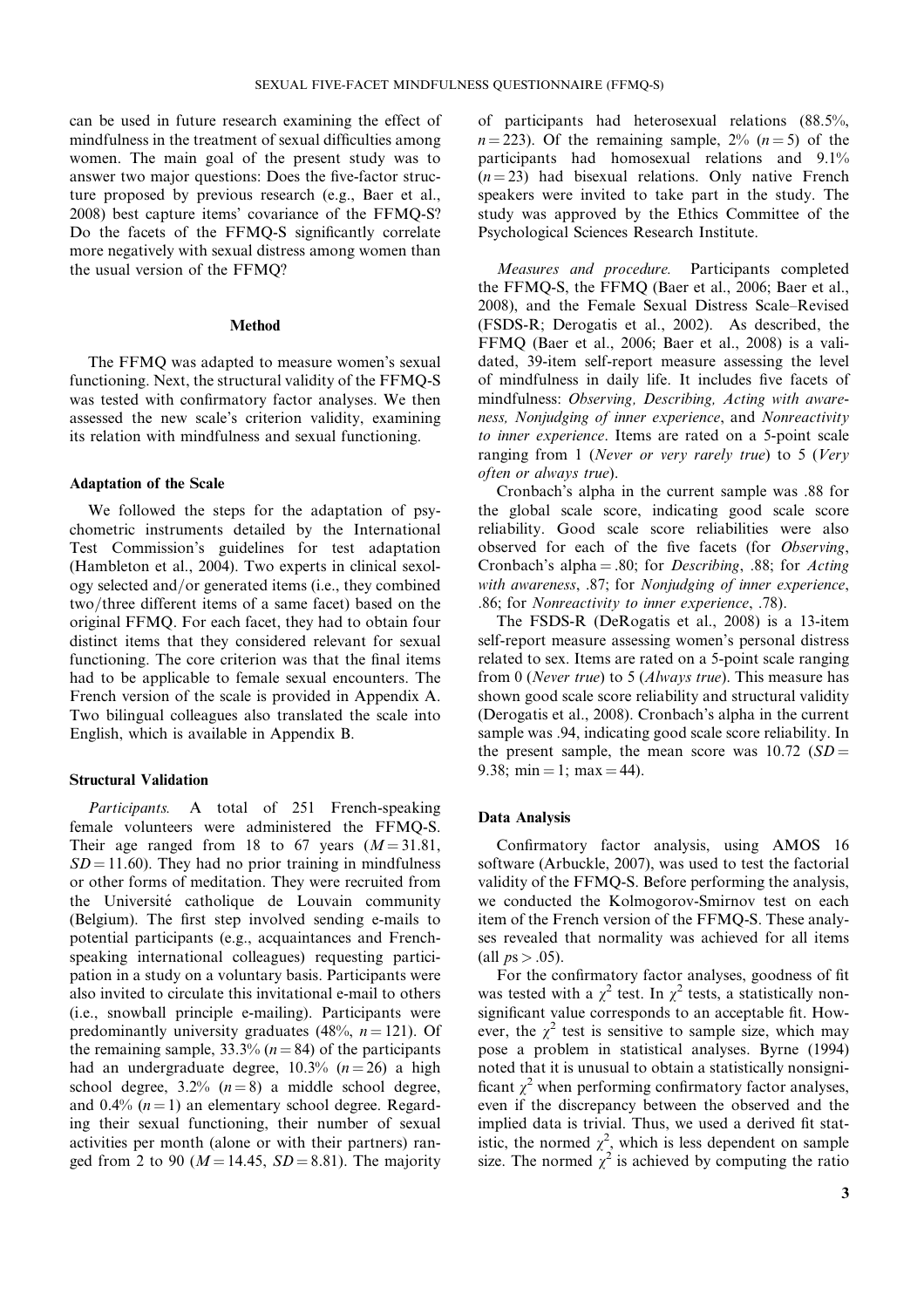can be used in future research examining the effect of mindfulness in the treatment of sexual difficulties among women. The main goal of the present study was to answer two major questions: Does the five-factor structure proposed by previous research (e.g., Baer et al., 2008) best capture items' covariance of the FFMQ-S? Do the facets of the FFMQ-S significantly correlate more negatively with sexual distress among women than the usual version of the FFMQ?

## Method

The FFMQ was adapted to measure women's sexual functioning. Next, the structural validity of the FFMQ-S was tested with confirmatory factor analyses. We then assessed the new scale's criterion validity, examining its relation with mindfulness and sexual functioning.

### Adaptation of the Scale

We followed the steps for the adaptation of psychometric instruments detailed by the International Test Commission's guidelines for test adaptation (Hambleton et al., 2004). Two experts in clinical sexology selected and/or generated items (i.e., they combined two/three different items of a same facet) based on the original FFMQ. For each facet, they had to obtain four distinct items that they considered relevant for sexual functioning. The core criterion was that the final items had to be applicable to female sexual encounters. The French version of the scale is provided in Appendix A. Two bilingual colleagues also translated the scale into English, which is available in Appendix B.

### Structural Validation

*Participants.* A total of 251 French-speaking female volunteers were administered the FFMQ-S. Their age ranged from 18 to 67 years ($M = 31.81$, $SD = 11.60$). They had no prior training in mindfulness or other forms of meditation. They were recruited from the Université catholique de Louvain community (Belgium). The first step involved sending e-mails to potential participants (e.g., acquaintances and French-speaking international colleagues) requesting participation in a study on a voluntary basis. Participants were also invited to circulate this invitational e-mail to others (i.e., snowball principle e-mailing). Participants were predominantly university graduates (48%, $n = 121$). Of the remaining sample, 33.3% ($n = 84$) of the participants had an undergraduate degree, 10.3% ($n = 26$) a high school degree, 3.2% ($n = 8$) a middle school degree, and 0.4% ($n = 1$) an elementary school degree. Regarding their sexual functioning, their number of sexual activities per month (alone or with their partners) ranged from 2 to 90 ($M = 14.45$, $SD = 8.81$). The majority of participants had heterosexual relations (88.5%, $n = 223$). Of the remaining sample, 2% ($n = 5$) of the participants had homosexual relations and 9.1% ($n = 23$) had bisexual relations. Only native French speakers were invited to take part in the study. The study was approved by the Ethics Committee of the Psychological Sciences Research Institute.

*Measures and procedure.* Participants completed the FFMQ-S, the FFMQ (Baer et al., 2006; Baer et al., 2008), and the Female Sexual Distress Scale–Revised (FSDS-R; Derogatis et al., 2002). As described, the FFMQ (Baer et al., 2006; Baer et al., 2008) is a validated, 39-item self-report measure assessing the level of mindfulness in daily life. It includes five facets of mindfulness: *Observing, Describing, Acting with awareness, Nonjudging of inner experience*, and *Nonreactivity to inner experience*. Items are rated on a 5-point scale ranging from 1 (*Never or very rarely true*) to 5 (*Very often or always true*).

Cronbach's alpha in the current sample was .88 for the global scale score, indicating good scale score reliability. Good scale score reliabilities were also observed for each of the five facets (for *Observing*, Cronbach's alpha = .80; for *Describing*, .88; for *Acting with awareness*, .87; for *Nonjudging of inner experience*, .86; for *Nonreactivity to inner experience*, .78).

The FSDS-R (DeRogatis et al., 2008) is a 13-item self-report measure assessing women's personal distress related to sex. Items are rated on a 5-point scale ranging from 0 (*Never true*) to 5 (*Always true*). This measure has shown good scale score reliability and structural validity (Derogatis et al., 2008). Cronbach's alpha in the current sample was .94, indicating good scale score reliability. In the present sample, the mean score was 10.72 ($SD = 9.38$; min = 1; max = 44).

### Data Analysis

Confirmatory factor analysis, using AMOS 16 software (Arbuckle, 2007), was used to test the factorial validity of the FFMQ-S. Before performing the analysis, we conducted the Kolmogorov-Smirnov test on each item of the French version of the FFMQ-S. These analyses revealed that normality was achieved for all items (all $ps > .05$).

For the confirmatory factor analyses, goodness of fit was tested with a $\chi^2$ test. In $\chi^2$ tests, a statistically nonsignificant value corresponds to an acceptable fit. However, the $\chi^2$ test is sensitive to sample size, which may pose a problem in statistical analyses. Byrne (1994) noted that it is unusual to obtain a statistically nonsignificant $\chi^2$ when performing confirmatory factor analyses, even if the discrepancy between the observed and the implied data is trivial. Thus, we used a derived fit statistic, the normed $\chi^2$, which is less dependent on sample size. The normed $\chi^2$ is achieved by computing the ratio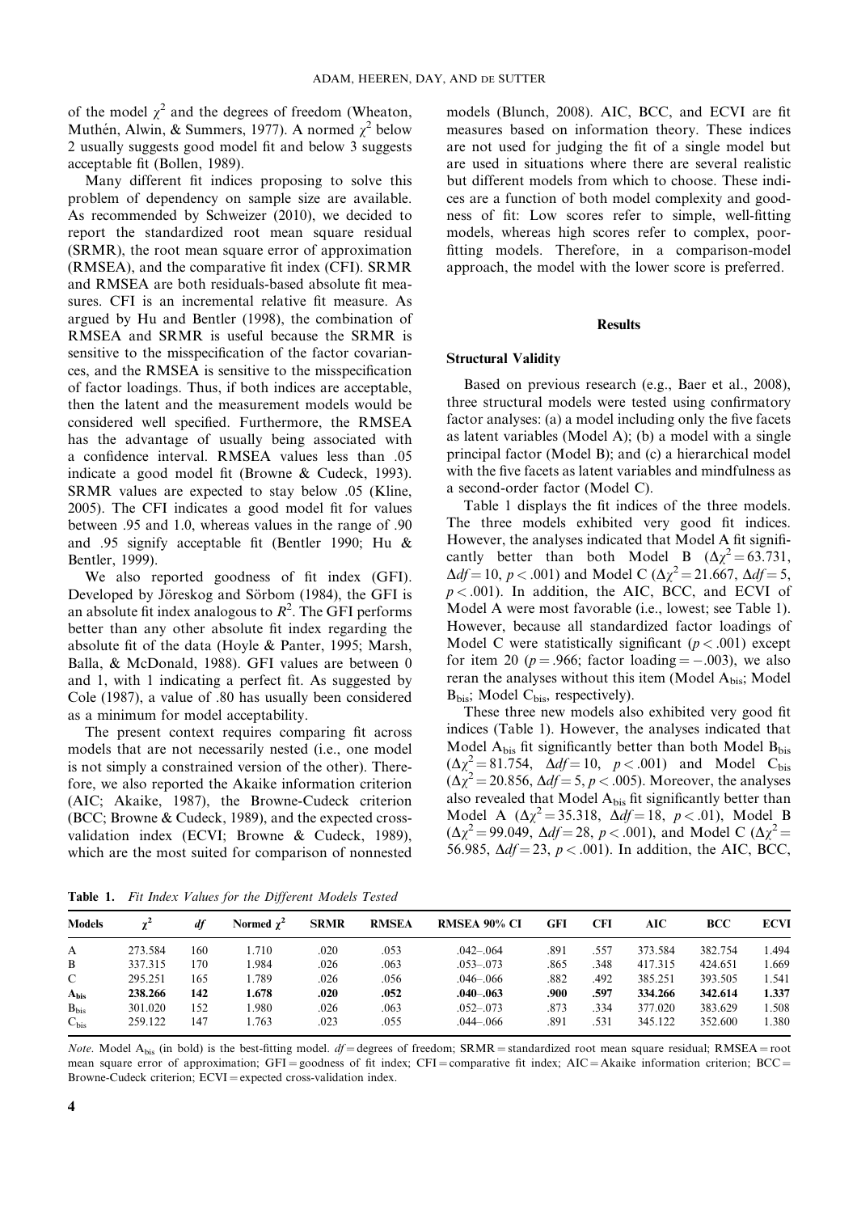of the model $\chi^2$ and the degrees of freedom (Wheaton, Muthén, Alwin, & Summers, 1977). A normed $\chi^2$ below 2 usually suggests good model fit and below 3 suggests acceptable fit (Bollen, 1989).

Many different fit indices proposing to solve this problem of dependency on sample size are available. As recommended by Schweizer (2010), we decided to report the standardized root mean square residual (SRMR), the root mean square error of approximation (RMSEA), and the comparative fit index (CFI). SRMR and RMSEA are both residuals-based absolute fit measures. CFI is an incremental relative fit measure. As argued by Hu and Bentler (1998), the combination of RMSEA and SRMR is useful because the SRMR is sensitive to the misspecification of the factor covariances, and the RMSEA is sensitive to the misspecification of factor loadings. Thus, if both indices are acceptable, then the latent and the measurement models would be considered well specified. Furthermore, the RMSEA has the advantage of usually being associated with a confidence interval. RMSEA values less than .05 indicate a good model fit (Browne & Cudeck, 1993). SRMR values are expected to stay below .05 (Kline, 2005). The CFI indicates a good model fit for values between .95 and 1.0, whereas values in the range of .90 and .95 signify acceptable fit (Bentler 1990; Hu & Bentler, 1999).

We also reported goodness of fit index (GFI). Developed by Jöreskog and Sörbom (1984), the GFI is an absolute fit index analogous to $R^2$. The GFI performs better than any other absolute fit index regarding the absolute fit of the data (Hoyle & Panter, 1995; Marsh, Balla, & McDonald, 1988). GFI values are between 0 and 1, with 1 indicating a perfect fit. As suggested by Cole (1987), a value of .80 has usually been considered as a minimum for model acceptability.

The present context requires comparing fit across models that are not necessarily nested (i.e., one model is not simply a constrained version of the other). Therefore, we also reported the Akaike information criterion (AIC; Akaike, 1987), the Browne-Cudeck criterion (BCC; Browne & Cudeck, 1989), and the expected cross-validation index (ECVI; Browne & Cudeck, 1989), which are the most suited for comparison of nonnested models (Blunch, 2008). AIC, BCC, and ECVI are fit measures based on information theory. These indices are not used for judging the fit of a single model but are used in situations where there are several realistic but different models from which to choose. These indices are a function of both model complexity and goodness of fit: Low scores refer to simple, well-fitting models, whereas high scores refer to complex, poor-fitting models. Therefore, in a comparison-model approach, the model with the lower score is preferred.

## Results

### Structural Validity

Based on previous research (e.g., Baer et al., 2008), three structural models were tested using confirmatory factor analyses: (a) a model including only the five facets as latent variables (Model A); (b) a model with a single principal factor (Model B); and (c) a hierarchical model with the five facets as latent variables and mindfulness as a second-order factor (Model C).

Table 1 displays the fit indices of the three models. The three models exhibited very good fit indices. However, the analyses indicated that Model A fit significantly better than both Model B ($\Delta\chi^2 = 63.731$, $\Delta df = 10$, $p < .001$) and Model C ($\Delta\chi^2 = 21.667$, $\Delta df = 5$, $p < .001$). In addition, the AIC, BCC, and ECVI of Model A were most favorable (i.e., lowest; see Table 1). However, because all standardized factor loadings of Model C were statistically significant ($p < .001$) except for item 20 ($p = .966$; factor loading $= -.003$), we also reran the analyses without this item (Model $A_{bis}$; Model $B_{bis}$; Model $C_{bis}$, respectively).

These three new models also exhibited very good fit indices (Table 1). However, the analyses indicated that Model $A_{bis}$ fit significantly better than both Model $B_{bis}$ ($\Delta\chi^2 = 81.754$, $\Delta df = 10$, $p < .001$) and Model $C_{bis}$ ($\Delta\chi^2 = 20.856$, $\Delta df = 5$, $p < .005$). Moreover, the analyses also revealed that Model $A_{bis}$ fit significantly better than Model A ($\Delta\chi^2 = 35.318$, $\Delta df = 18$, $p < .01$), Model B ($\Delta\chi^2 = 99.049$, $\Delta df = 28$, $p < .001$), and Model C ($\Delta\chi^2 = 56.985$, $\Delta df = 23$, $p < .001$). In addition, the AIC, BCC,

**Table 1.** *Fit Index Values for the Different Models Tested*

| Models | $\chi^2$ | *df* | Normed $\chi^2$ | SRMR | RMSEA | RMSEA 90% CI | GFI | CFI | AIC | BCC | ECVI |
|---|---|---|---|---|---|---|---|---|---|---|---|
| A | 273.584 | 160 | 1.710 | .020 | .053 | .042–.064 | .891 | .557 | 373.584 | 382.754 | 1.494 |
| B | 337.315 | 170 | 1.984 | .026 | .063 | .053–.073 | .865 | .348 | 417.315 | 424.651 | 1.669 |
| C | 295.251 | 165 | 1.789 | .026 | .056 | .046–.066 | .882 | .492 | 385.251 | 393.505 | 1.541 |
| **$A_{bis}$** | **238.266** | **142** | **1.678** | **.020** | **.052** | **.040–.063** | **.900** | **.597** | **334.266** | **342.614** | **1.337** |
| $B_{bis}$ | 301.020 | 152 | 1.980 | .026 | .063 | .052–.073 | .873 | .334 | 377.020 | 383.629 | 1.508 |
| $C_{bis}$ | 259.122 | 147 | 1.763 | .023 | .055 | .044–.066 | .891 | .531 | 345.122 | 352.600 | 1.380 |

*Note.* Model $A_{bis}$ (in bold) is the best-fitting model. *df* = degrees of freedom; SRMR = standardized root mean square residual; RMSEA = root mean square error of approximation; GFI = goodness of fit index; CFI = comparative fit index; AIC = Akaike information criterion; BCC = Browne-Cudeck criterion; ECVI = expected cross-validation index.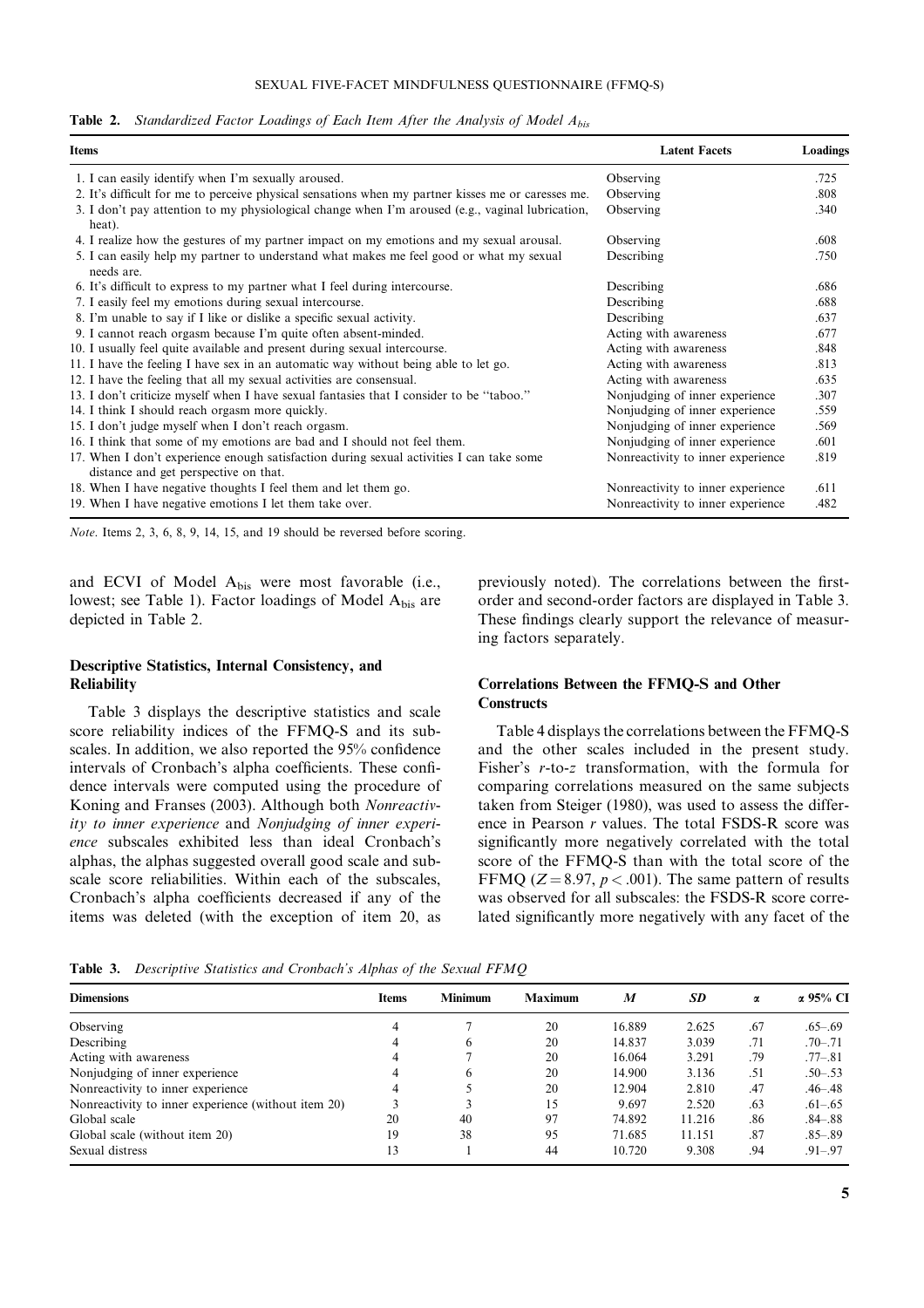**Table 2.** *Standardized Factor Loadings of Each Item After the Analysis of Model $A_{bis}$*

| Items | Latent Facets | Loadings |
|---|---|---|
| 1. I can easily identify when I'm sexually aroused. | Observing | .725 |
| 2. It's difficult for me to perceive physical sensations when my partner kisses me or caresses me. | Observing | .808 |
| 3. I don't pay attention to my physiological change when I'm aroused (e.g., vaginal lubrication, heat). | Observing | .340 |
| 4. I realize how the gestures of my partner impact on my emotions and my sexual arousal. | Observing | .608 |
| 5. I can easily help my partner to understand what makes me feel good or what my sexual needs are. | Describing | .750 |
| 6. It's difficult to express to my partner what I feel during intercourse. | Describing | .686 |
| 7. I easily feel my emotions during sexual intercourse. | Describing | .688 |
| 8. I'm unable to say if I like or dislike a specific sexual activity. | Describing | .637 |
| 9. I cannot reach orgasm because I'm quite often absent-minded. | Acting with awareness | .677 |
| 10. I usually feel quite available and present during sexual intercourse. | Acting with awareness | .848 |
| 11. I have the feeling I have sex in an automatic way without being able to let go. | Acting with awareness | .813 |
| 12. I have the feeling that all my sexual activities are consensual. | Acting with awareness | .635 |
| 13. I don't criticize myself when I have sexual fantasies that I consider to be "taboo." | Nonjudging of inner experience | .307 |
| 14. I think I should reach orgasm more quickly. | Nonjudging of inner experience | .559 |
| 15. I don't judge myself when I don't reach orgasm. | Nonjudging of inner experience | .569 |
| 16. I think that some of my emotions are bad and I should not feel them. | Nonjudging of inner experience | .601 |
| 17. When I don't experience enough satisfaction during sexual activities I can take some distance and get perspective on that. | Nonreactivity to inner experience | .819 |
| 18. When I have negative thoughts I feel them and let them go. | Nonreactivity to inner experience | .611 |
| 19. When I have negative emotions I let them take over. | Nonreactivity to inner experience | .482 |

*Note*. Items 2, 3, 6, 8, 9, 14, 15, and 19 should be reversed before scoring.

and ECVI of Model $A_{bis}$ were most favorable (i.e., lowest; see Table 1). Factor loadings of Model $A_{bis}$ are depicted in Table 2.

### Descriptive Statistics, Internal Consistency, and Reliability

Table 3 displays the descriptive statistics and scale score reliability indices of the FFMQ-S and its subscales. In addition, we also reported the 95% confidence intervals of Cronbach's alpha coefficients. These confidence intervals were computed using the procedure of Koning and Franses (2003). Although both *Nonreactivity to inner experience* and *Nonjudging of inner experience* subscales exhibited less than ideal Cronbach's alphas, the alphas suggested overall good scale and subscale score reliabilities. Within each of the subscales, Cronbach's alpha coefficients decreased if any of the items was deleted (with the exception of item 20, as previously noted). The correlations between the first-order and second-order factors are displayed in Table 3. These findings clearly support the relevance of measuring factors separately.

### Correlations Between the FFMQ-S and Other Constructs

Table 4 displays the correlations between the FFMQ-S and the other scales included in the present study. Fisher's $r$-to-$z$ transformation, with the formula for comparing correlations measured on the same subjects taken from Steiger (1980), was used to assess the difference in Pearson $r$ values. The total FSDS-R score was significantly more negatively correlated with the total score of the FFMQ-S than with the total score of the FFMQ ($Z = 8.97$, $p < .001$). The same pattern of results was observed for all subscales: the FSDS-R score correlated significantly more negatively with any facet of the

**Table 3.** *Descriptive Statistics and Cronbach's Alphas of the Sexual FFMQ*

| Dimensions | Items | Minimum | Maximum | $M$ | $SD$ | $\alpha$ | $\alpha$ 95% CI |
|---|---|---|---|---|---|---|---|
| Observing | 4 | 7 | 20 | 16.889 | 2.625 | .67 | .65–.69 |
| Describing | 4 | 6 | 20 | 14.837 | 3.039 | .71 | .70–.71 |
| Acting with awareness | 4 | 7 | 20 | 16.064 | 3.291 | .79 | .77–.81 |
| Nonjudging of inner experience | 4 | 6 | 20 | 14.900 | 3.136 | .51 | .50–.53 |
| Nonreactivity to inner experience | 4 | 5 | 20 | 12.904 | 2.810 | .47 | .46–.48 |
| Nonreactivity to inner experience (without item 20) | 3 | 3 | 15 | 9.697 | 2.520 | .63 | .61–.65 |
| Global scale | 20 | 40 | 97 | 74.892 | 11.216 | .86 | .84–.88 |
| Global scale (without item 20) | 19 | 38 | 95 | 71.685 | 11.151 | .87 | .85–.89 |
| Sexual distress | 13 | 1 | 44 | 10.720 | 9.308 | .94 | .91–.97 |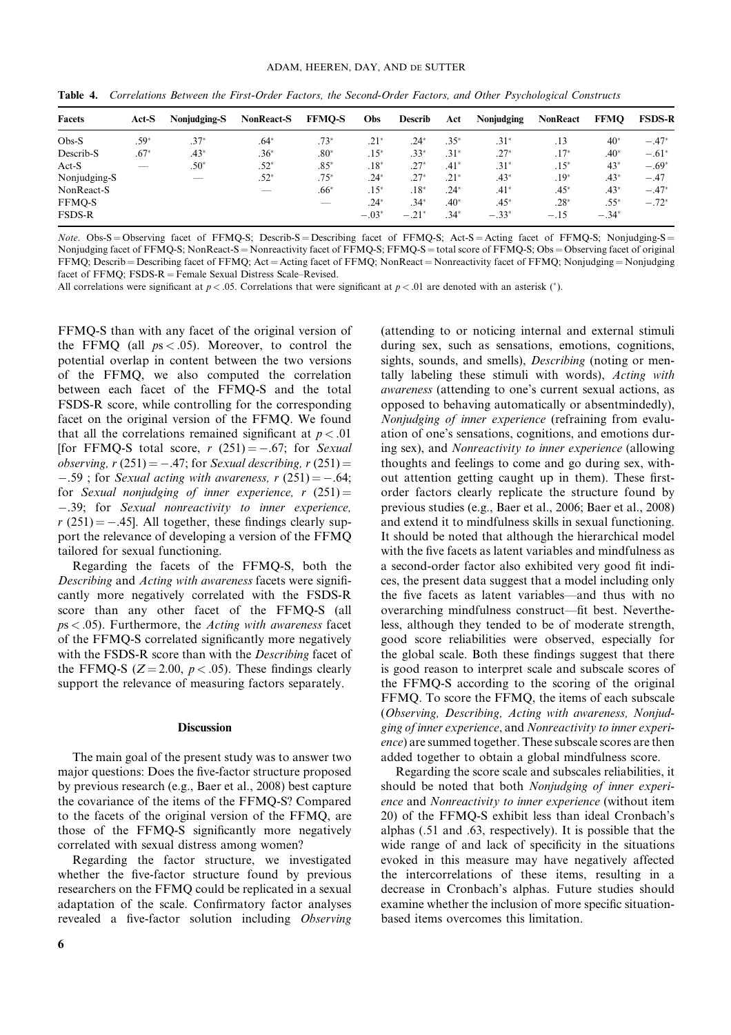**Table 4.** *Correlations Between the First-Order Factors, the Second-Order Factors, and Other Psychological Constructs*

| Facets | Act-S | Nonjudging-S | NonReact-S | FFMQ-S | Obs | Describ | Act | Nonjudging | NonReact | FFMQ | FSDS-R |
|---|---|---|---|---|---|---|---|---|---|---|---|
| Obs-S | .59* | .37* | .64* | .73* | .21* | .24* | .35* | .31* | .13 | 40* | −.47* |
| Describ-S | .67* | .43* | .36* | .80* | .15* | .33* | .31* | .27* | .17* | .40* | −.61* |
| Act-S | — | .50* | .52* | .85* | .18* | .27* | .41* | .31* | .15* | 43* | −.69* |
| Nonjudging-S | | — | .52* | .75* | .24* | .27* | .21* | .43* | .19* | .43* | −.47 |
| NonReact-S | | | — | .66* | .15* | .18* | .24* | .41* | .45* | .43* | −.47* |
| FFMQ-S | | | | — | .24* | .34* | .40* | .45* | .28* | .55* | −.72* |
| FSDS-R | | | | | −.03* | −.21* | .34* | −.33* | −.15 | −.34* | |

*Note*. Obs-S = Observing facet of FFMQ-S; Describ-S = Describing facet of FFMQ-S; Act-S = Acting facet of FFMQ-S; Nonjudging-S = Nonjudging facet of FFMQ-S; NonReact-S = Nonreactivity facet of FFMQ-S; FFMQ-S = total score of FFMQ-S; Obs = Observing facet of original FFMQ; Describ = Describing facet of FFMQ; Act = Acting facet of FFMQ; NonReact = Nonreactivity facet of FFMQ; Nonjudging = Nonjudging facet of FFMQ; FSDS-R = Female Sexual Distress Scale–Revised.

All correlations were significant at $p < .05$. Correlations that were significant at $p < .01$ are denoted with an asterisk (*).

FFMQ-S than with any facet of the original version of the FFMQ (all $ps < .05$). Moreover, to control the potential overlap in content between the two versions of the FFMQ, we also computed the correlation between each facet of the FFMQ-S and the total FSDS-R score, while controlling for the corresponding facet on the original version of the FFMQ. We found that all the correlations remained significant at $p < .01$ [for FFMQ-S total score, $r\ (251) = -.67$; for *Sexual observing*, $r\ (251) = -.47$; for *Sexual describing*, $r\ (251) = -.59$ ; for *Sexual acting with awareness*, $r\ (251) = -.64$; for *Sexual nonjudging of inner experience*, $r\ (251) = -.39$; for *Sexual nonreactivity to inner experience*, $r\ (251) = -.45$]. All together, these findings clearly support the relevance of developing a version of the FFMQ tailored for sexual functioning.

Regarding the facets of the FFMQ-S, both the *Describing* and *Acting with awareness* facets were significantly more negatively correlated with the FSDS-R score than any other facet of the FFMQ-S (all $ps < .05$). Furthermore, the *Acting with awareness* facet of the FFMQ-S correlated significantly more negatively with the FSDS-R score than with the *Describing* facet of the FFMQ-S ($Z = 2.00$, $p < .05$). These findings clearly support the relevance of measuring factors separately.

## Discussion

The main goal of the present study was to answer two major questions: Does the five-factor structure proposed by previous research (e.g., Baer et al., 2008) best capture the covariance of the items of the FFMQ-S? Compared to the facets of the original version of the FFMQ, are those of the FFMQ-S significantly more negatively correlated with sexual distress among women?

Regarding the factor structure, we investigated whether the five-factor structure found by previous researchers on the FFMQ could be replicated in a sexual adaptation of the scale. Confirmatory factor analyses revealed a five-factor solution including *Observing* (attending to or noticing internal and external stimuli during sex, such as sensations, emotions, cognitions, sights, sounds, and smells), *Describing* (noting or mentally labeling these stimuli with words), *Acting with awareness* (attending to one's current sexual actions, as opposed to behaving automatically or absentmindedly), *Nonjudging of inner experience* (refraining from evaluation of one's sensations, cognitions, and emotions during sex), and *Nonreactivity to inner experience* (allowing thoughts and feelings to come and go during sex, without attention getting caught up in them). These first-order factors clearly replicate the structure found by previous studies (e.g., Baer et al., 2006; Baer et al., 2008) and extend it to mindfulness skills in sexual functioning. It should be noted that although the hierarchical model with the five facets as latent variables and mindfulness as a second-order factor also exhibited very good fit indices, the present data suggest that a model including only the five facets as latent variables—and thus with no overarching mindfulness construct—fit best. Nevertheless, although they tended to be of moderate strength, good score reliabilities were observed, especially for the global scale. Both these findings suggest that there is good reason to interpret scale and subscale scores of the FFMQ-S according to the scoring of the original FFMQ. To score the FFMQ, the items of each subscale (*Observing, Describing, Acting with awareness, Nonjudging of inner experience*, and *Nonreactivity to inner experience*) are summed together. These subscale scores are then added together to obtain a global mindfulness score.

Regarding the score scale and subscales reliabilities, it should be noted that both *Nonjudging of inner experience* and *Nonreactivity to inner experience* (without item 20) of the FFMQ-S exhibit less than ideal Cronbach's alphas (.51 and .63, respectively). It is possible that the wide range of and lack of specificity in the situations evoked in this measure may have negatively affected the intercorrelations of these items, resulting in a decrease in Cronbach's alphas. Future studies should examine whether the inclusion of more specific situation-based items overcomes this limitation.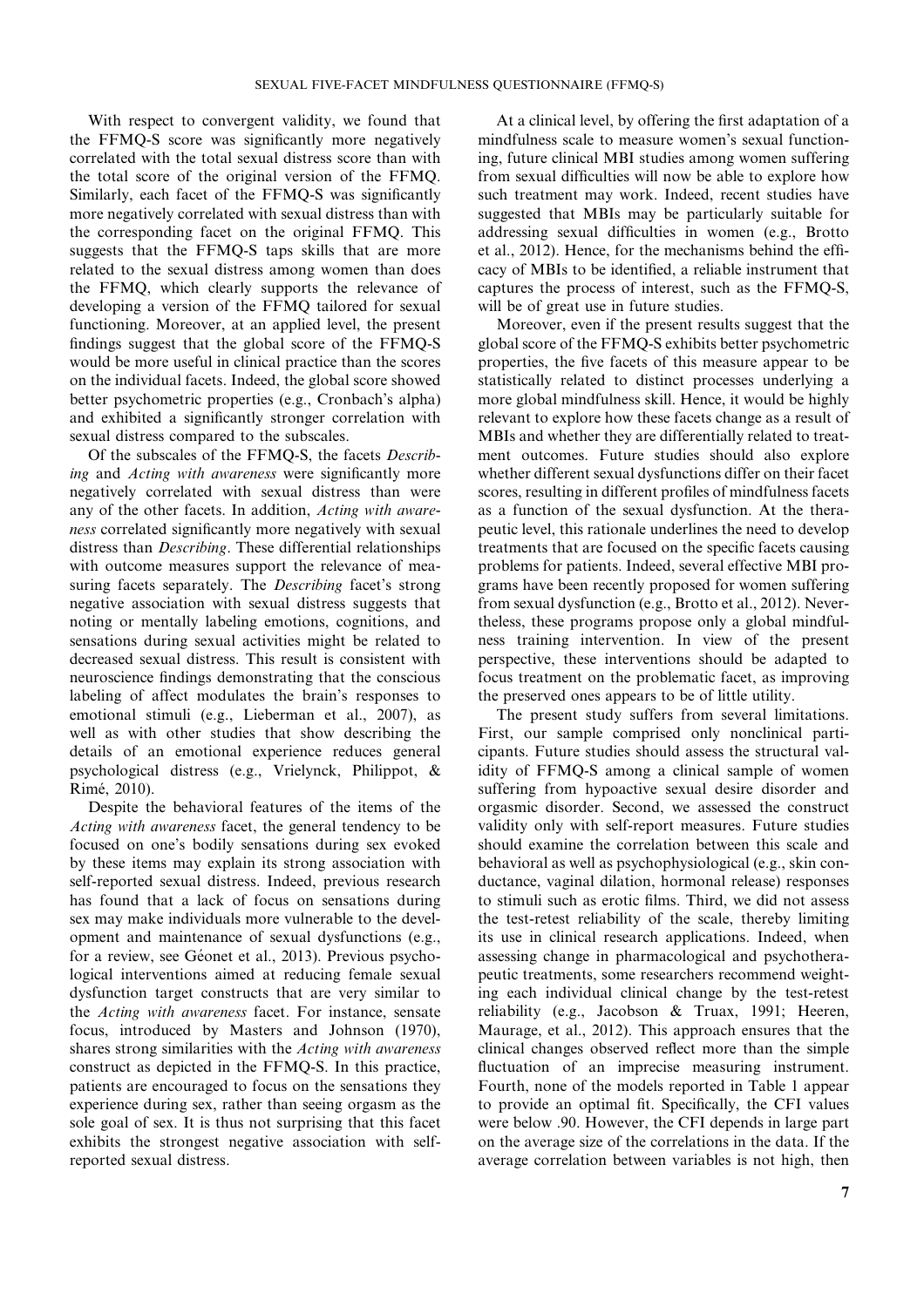With respect to convergent validity, we found that the FFMQ-S score was significantly more negatively correlated with the total sexual distress score than with the total score of the original version of the FFMQ. Similarly, each facet of the FFMQ-S was significantly more negatively correlated with sexual distress than with the corresponding facet on the original FFMQ. This suggests that the FFMQ-S taps skills that are more related to the sexual distress among women than does the FFMQ, which clearly supports the relevance of developing a version of the FFMQ tailored for sexual functioning. Moreover, at an applied level, the present findings suggest that the global score of the FFMQ-S would be more useful in clinical practice than the scores on the individual facets. Indeed, the global score showed better psychometric properties (e.g., Cronbach's alpha) and exhibited a significantly stronger correlation with sexual distress compared to the subscales.

Of the subscales of the FFMQ-S, the facets *Describing* and *Acting with awareness* were significantly more negatively correlated with sexual distress than were any of the other facets. In addition, *Acting with awareness* correlated significantly more negatively with sexual distress than *Describing*. These differential relationships with outcome measures support the relevance of measuring facets separately. The *Describing* facet's strong negative association with sexual distress suggests that noting or mentally labeling emotions, cognitions, and sensations during sexual activities might be related to decreased sexual distress. This result is consistent with neuroscience findings demonstrating that the conscious labeling of affect modulates the brain's responses to emotional stimuli (e.g., Lieberman et al., 2007), as well as with other studies that show describing the details of an emotional experience reduces general psychological distress (e.g., Vrielynck, Philippot, & Rimé, 2010).

Despite the behavioral features of the items of the *Acting with awareness* facet, the general tendency to be focused on one's bodily sensations during sex evoked by these items may explain its strong association with self-reported sexual distress. Indeed, previous research has found that a lack of focus on sensations during sex may make individuals more vulnerable to the development and maintenance of sexual dysfunctions (e.g., for a review, see Géonet et al., 2013). Previous psychological interventions aimed at reducing female sexual dysfunction target constructs that are very similar to the *Acting with awareness* facet. For instance, sensate focus, introduced by Masters and Johnson (1970), shares strong similarities with the *Acting with awareness* construct as depicted in the FFMQ-S. In this practice, patients are encouraged to focus on the sensations they experience during sex, rather than seeing orgasm as the sole goal of sex. It is thus not surprising that this facet exhibits the strongest negative association with self-reported sexual distress.

At a clinical level, by offering the first adaptation of a mindfulness scale to measure women's sexual functioning, future clinical MBI studies among women suffering from sexual difficulties will now be able to explore how such treatment may work. Indeed, recent studies have suggested that MBIs may be particularly suitable for addressing sexual difficulties in women (e.g., Brotto et al., 2012). Hence, for the mechanisms behind the efficacy of MBIs to be identified, a reliable instrument that captures the process of interest, such as the FFMQ-S, will be of great use in future studies.

Moreover, even if the present results suggest that the global score of the FFMQ-S exhibits better psychometric properties, the five facets of this measure appear to be statistically related to distinct processes underlying a more global mindfulness skill. Hence, it would be highly relevant to explore how these facets change as a result of MBIs and whether they are differentially related to treatment outcomes. Future studies should also explore whether different sexual dysfunctions differ on their facet scores, resulting in different profiles of mindfulness facets as a function of the sexual dysfunction. At the therapeutic level, this rationale underlines the need to develop treatments that are focused on the specific facets causing problems for patients. Indeed, several effective MBI programs have been recently proposed for women suffering from sexual dysfunction (e.g., Brotto et al., 2012). Nevertheless, these programs propose only a global mindfulness training intervention. In view of the present perspective, these interventions should be adapted to focus treatment on the problematic facet, as improving the preserved ones appears to be of little utility.

The present study suffers from several limitations. First, our sample comprised only nonclinical participants. Future studies should assess the structural validity of FFMQ-S among a clinical sample of women suffering from hypoactive sexual desire disorder and orgasmic disorder. Second, we assessed the construct validity only with self-report measures. Future studies should examine the correlation between this scale and behavioral as well as psychophysiological (e.g., skin conductance, vaginal dilation, hormonal release) responses to stimuli such as erotic films. Third, we did not assess the test-retest reliability of the scale, thereby limiting its use in clinical research applications. Indeed, when assessing change in pharmacological and psychotherapeutic treatments, some researchers recommend weighting each individual clinical change by the test-retest reliability (e.g., Jacobson & Truax, 1991; Heeren, Maurage, et al., 2012). This approach ensures that the clinical changes observed reflect more than the simple fluctuation of an imprecise measuring instrument. Fourth, none of the models reported in Table 1 appear to provide an optimal fit. Specifically, the CFI values were below .90. However, the CFI depends in large part on the average size of the correlations in the data. If the average correlation between variables is not high, then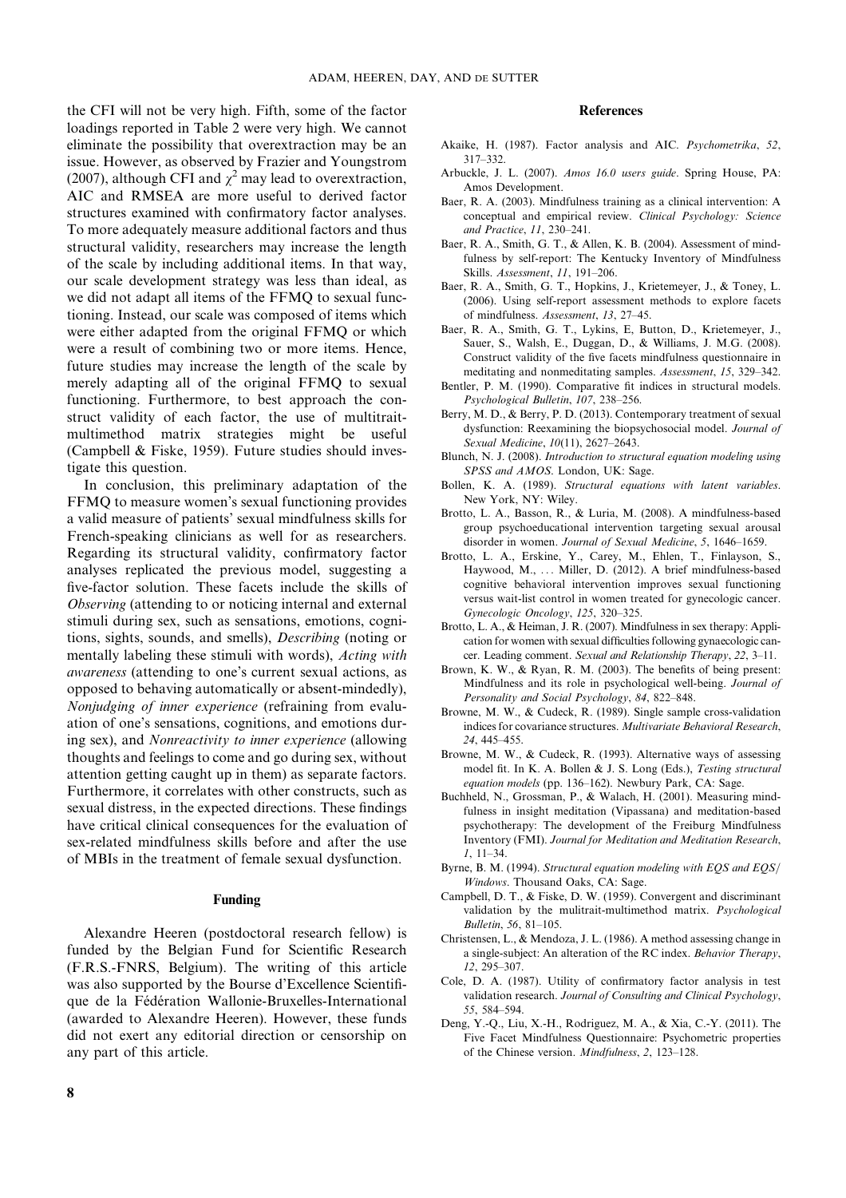the CFI will not be very high. Fifth, some of the factor loadings reported in Table 2 were very high. We cannot eliminate the possibility that overextraction may be an issue. However, as observed by Frazier and Youngstrom (2007), although CFI and $\chi^2$ may lead to overextraction, AIC and RMSEA are more useful to derived factor structures examined with confirmatory factor analyses. To more adequately measure additional factors and thus structural validity, researchers may increase the length of the scale by including additional items. In that way, our scale development strategy was less than ideal, as we did not adapt all items of the FFMQ to sexual functioning. Instead, our scale was composed of items which were either adapted from the original FFMQ or which were a result of combining two or more items. Hence, future studies may increase the length of the scale by merely adapting all of the original FFMQ to sexual functioning. Furthermore, to best approach the construct validity of each factor, the use of multitrait-multimethod matrix strategies might be useful (Campbell & Fiske, 1959). Future studies should investigate this question.

In conclusion, this preliminary adaptation of the FFMQ to measure women's sexual functioning provides a valid measure of patients' sexual mindfulness skills for French-speaking clinicians as well for as researchers. Regarding its structural validity, confirmatory factor analyses replicated the previous model, suggesting a five-factor solution. These facets include the skills of *Observing* (attending to or noticing internal and external stimuli during sex, such as sensations, emotions, cognitions, sights, sounds, and smells), *Describing* (noting or mentally labeling these stimuli with words), *Acting with awareness* (attending to one's current sexual actions, as opposed to behaving automatically or absent-mindedly), *Nonjudging of inner experience* (refraining from evaluation of one's sensations, cognitions, and emotions during sex), and *Nonreactivity to inner experience* (allowing thoughts and feelings to come and go during sex, without attention getting caught up in them) as separate factors. Furthermore, it correlates with other constructs, such as sexual distress, in the expected directions. These findings have critical clinical consequences for the evaluation of sex-related mindfulness skills before and after the use of MBIs in the treatment of female sexual dysfunction.

## Funding

Alexandre Heeren (postdoctoral research fellow) is funded by the Belgian Fund for Scientific Research (F.R.S.-FNRS, Belgium). The writing of this article was also supported by the Bourse d'Excellence Scientifique de la Fédération Wallonie-Bruxelles-International (awarded to Alexandre Heeren). However, these funds did not exert any editorial direction or censorship on any part of this article.

## References

Akaike, H. (1987). Factor analysis and AIC. *Psychometrika*, *52*, 317–332.

Arbuckle, J. L. (2007). *Amos 16.0 users guide*. Spring House, PA: Amos Development.

Baer, R. A. (2003). Mindfulness training as a clinical intervention: A conceptual and empirical review. *Clinical Psychology: Science and Practice*, *11*, 230–241.

Baer, R. A., Smith, G. T., & Allen, K. B. (2004). Assessment of mindfulness by self-report: The Kentucky Inventory of Mindfulness Skills. *Assessment*, *11*, 191–206.

Baer, R. A., Smith, G. T., Hopkins, J., Krietemeyer, J., & Toney, L. (2006). Using self-report assessment methods to explore facets of mindfulness. *Assessment*, *13*, 27–45.

Baer, R. A., Smith, G. T., Lykins, E, Button, D., Krietemeyer, J., Sauer, S., Walsh, E., Duggan, D., & Williams, J. M.G. (2008). Construct validity of the five facets mindfulness questionnaire in meditating and nonmeditating samples. *Assessment*, *15*, 329–342.

Bentler, P. M. (1990). Comparative fit indices in structural models. *Psychological Bulletin*, *107*, 238–256.

Berry, M. D., & Berry, P. D. (2013). Contemporary treatment of sexual dysfunction: Reexamining the biopsychosocial model. *Journal of Sexual Medicine*, *10*(11), 2627–2643.

Blunch, N. J. (2008). *Introduction to structural equation modeling using SPSS and AMOS*. London, UK: Sage.

Bollen, K. A. (1989). *Structural equations with latent variables*. New York, NY: Wiley.

Brotto, L. A., Basson, R., & Luria, M. (2008). A mindfulness-based group psychoeducational intervention targeting sexual arousal disorder in women. *Journal of Sexual Medicine*, *5*, 1646–1659.

Brotto, L. A., Erskine, Y., Carey, M., Ehlen, T., Finlayson, S., Haywood, M., ... Miller, D. (2012). A brief mindfulness-based cognitive behavioral intervention improves sexual functioning versus wait-list control in women treated for gynecologic cancer. *Gynecologic Oncology*, *125*, 320–325.

Brotto, L. A., & Heiman, J. R. (2007). Mindfulness in sex therapy: Application for women with sexual difficulties following gynaecologic cancer. Leading comment. *Sexual and Relationship Therapy*, *22*, 3–11.

Brown, K. W., & Ryan, R. M. (2003). The benefits of being present: Mindfulness and its role in psychological well-being. *Journal of Personality and Social Psychology*, *84*, 822–848.

Browne, M. W., & Cudeck, R. (1989). Single sample cross-validation indices for covariance structures. *Multivariate Behavioral Research*, *24*, 445–455.

Browne, M. W., & Cudeck, R. (1993). Alternative ways of assessing model fit. In K. A. Bollen & J. S. Long (Eds.), *Testing structural equation models* (pp. 136–162). Newbury Park, CA: Sage.

Buchheld, N., Grossman, P., & Walach, H. (2001). Measuring mindfulness in insight meditation (Vipassana) and meditation-based psychotherapy: The development of the Freiburg Mindfulness Inventory (FMI). *Journal for Meditation and Meditation Research*, *1*, 11–34.

Byrne, B. M. (1994). *Structural equation modeling with EQS and EQS/Windows*. Thousand Oaks, CA: Sage.

Campbell, D. T., & Fiske, D. W. (1959). Convergent and discriminant validation by the mulitrait-multimethod matrix. *Psychological Bulletin*, *56*, 81–105.

Christensen, L., & Mendoza, J. L. (1986). A method assessing change in a single-subject: An alteration of the RC index. *Behavior Therapy*, *12*, 295–307.

Cole, D. A. (1987). Utility of confirmatory factor analysis in test validation research. *Journal of Consulting and Clinical Psychology*, *55*, 584–594.

Deng, Y.-Q., Liu, X.-H., Rodriguez, M. A., & Xia, C.-Y. (2011). The Five Facet Mindfulness Questionnaire: Psychometric properties of the Chinese version. *Mindfulness*, *2*, 123–128.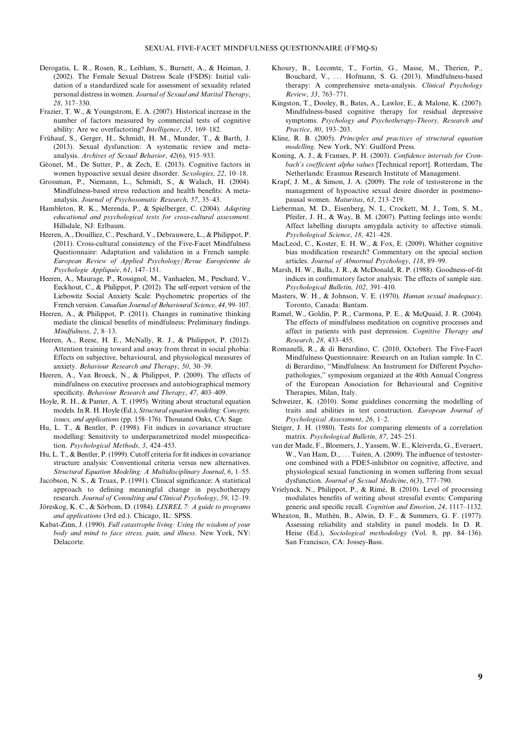Derogatis, L. R., Rosen, R., Leiblum, S., Burnett, A., & Heiman, J. (2002). The Female Sexual Distress Scale (FSDS): Initial validation of a standardized scale for assessment of sexuality related personal distress in women. *Journal of Sexual and Marital Therapy*, *28*, 317–330.

Frazier, T. W., & Youngstrom, E. A. (2007). Historical increase in the number of factors measured by commercial tests of cognitive ability: Are we overfactoring? *Intelligence*, *35*, 169–182.

Frühauf, S., Gerger, H., Schmidt, H. M., Munder, T., & Barth, J. (2013). Sexual dysfunction: A systematic review and meta-analysis. *Archives of Sexual Behavior*, *42*(6), 915–933.

Géonet, M., De Sutter, P., & Zech, E. (2013). Cognitive factors in women hypoactive sexual desire disorder. *Sexologies*, *22*, 10–18.

Grossman, P., Niemann, L., Schmidt, S., & Walach, H. (2004). Mindfulness-based stress reduction and health benefits: A meta-analysis. *Journal of Psychosomatic Research*, *57*, 35–43.

Hambleton, R. K., Merenda, P., & Spielberger, C. (2004). *Adapting educational and psychological tests for cross-cultural assessment*. Hillsdale, NJ: Erlbaum.

Heeren, A., Douilliez, C., Peschard, V., Debrauwere, L., & Philippot, P. (2011). Cross-cultural consistency of the Five-Facet Mindfulness Questionnaire: Adaptation and validation in a French sample. *European Review of Applied Psychology/Revue Européenne de Psychologie Appliquée*, *61*, 147–151.

Heeren, A., Maurage, P., Rossignol, M., Vanhaelen, M., Peschard, V., Eeckhout, C., & Philippot, P. (2012). The self-report version of the Liebowitz Social Anxiety Scale: Psychometric properties of the French version. *Canadian Journal of Behavioural Science*, *44*, 99–107.

Heeren, A., & Philippot, P. (2011). Changes in ruminative thinking mediate the clinical benefits of mindfulness: Preliminary findings. *Mindfulness*, *2*, 8–13.

Heeren, A., Reese, H. E., McNally, R. J., & Philippot, P. (2012). Attention training toward and away from threat in social phobia: Effects on subjective, behavioural, and physiological measures of anxiety. *Behaviour Research and Therapy*, *50*, 30–39.

Heeren, A., Van Broeck, N., & Philippot, P. (2009). The effects of mindfulness on executive processes and autobiographical memory specificity. *Behaviour Research and Therapy*, *47*, 403–409.

Hoyle, R. H., & Panter, A. T. (1995). Writing about structural equation models. In R. H. Hoyle (Ed.), *Structural equation modeling: Concepts, issues, and applications* (pp. 158–176). Thousand Oaks, CA: Sage.

Hu, L. T., & Bentler, P. (1998). Fit indices in covariance structure modelling: Sensitivity to underparametrized model misspecification. *Psychological Methods*, *3*, 424–453.

Hu, L. T., & Bentler, P. (1999). Cutoff criteria for fit indices in covariance structure analysis: Conventional criteria versus new alternatives. *Structural Equation Modeling: A Multidisciplinary Journal*, *6*, 1–55.

Jacobson, N. S., & Truax, P. (1991). Clinical significance: A statistical approach to defining meaningful change in psychotherapy research. *Journal of Consulting and Clinical Psychology*, *59*, 12–19.

Jöreskog, K. C., & Sörbom, D. (1984). *LISREL 7: A guide to programs and applications* (3rd ed.). Chicago, IL: SPSS.

Kabat-Zinn, J. (1990). *Full catastrophe living: Using the wisdom of your body and mind to face stress, pain, and illness*. New York, NY: Delacorte.

Khoury, B., Lecomte, T., Fortin, G., Masse, M., Therien, P., Bouchard, V., … Hofmann, S. G. (2013). Mindfulness-based therapy: A comprehensive meta-analysis. *Clinical Psychology Review*, *33*, 763–771.

Kingston, T., Dooley, B., Bates, A., Lawlor, E., & Malone, K. (2007). Mindfulness-based cognitive therapy for residual depressive symptoms. *Psychology and Psychotherapy-Theory, Research and Practice*, *80*, 193–203.

Kline, R. B. (2005). *Principles and practices of structural equation modelling*. New York, NY: Guilford Press.

Koning, A. J., & Franses, P. H. (2003). *Confidence intervals for Cronbach's coefficient alpha values* [Technical report]. Rotterdam, The Netherlands: Erasmus Research Institute of Management.

Krapf, J. M., & Simon, J. A. (2009). The role of testosterone in the management of hypoactive sexual desire disorder in postmenopausal women. *Maturitas*, *63*, 213–219.

Lieberman, M. D., Eisenberg, N. I., Crockett, M. J., Tom, S. M., Pfeifer, J. H., & Way, B. M. (2007). Putting feelings into words: Affect labelling disrupts amygdala activity to affective stimuli. *Psychological Science*, *18*, 421–428.

MacLeod, C., Koster, E. H. W., & Fox, E. (2009). Whither cognitive bias modification research? Commentary on the special section articles. *Journal of Abnormal Psychology*, *118*, 89–99.

Marsh, H. W., Balla, J. R., & McDonald, R. P. (1988). Goodness-of-fit indices in confirmatory factor analysis: The effects of sample size. *Psychological Bulletin*, *102*, 391–410.

Masters, W. H., & Johnson, V. E. (1970). *Human sexual inadequacy*. Toronto, Canada: Bantam.

Ramel, W., Goldin, P. R., Carmona, P. E., & McQuaid, J. R. (2004). The effects of mindfulness meditation on cognitive processes and affect in patients with past depression. *Cognitive Therapy and Research*, *28*, 433–455.

Romanelli, R., & di Berardino, C. (2010, October). The Five-Facet Mindfulness Questionnaire: Research on an Italian sample. In C. di Berardino, ''Mindfulness: An Instrument for Different Psychopathologies,'' symposium organized at the 40th Annual Congress of the European Association for Behavioural and Cognitive Therapies, Milan, Italy.

Schweizer, K. (2010). Some guidelines concerning the modelling of traits and abilities in test construction. *European Journal of Psychological Assessment*, *26*, 1–2.

Steiger, J. H. (1980). Tests for comparing elements of a correlation matrix. *Psychological Bulletin*, *87*, 245–251.

van der Made, F., Bloemers, J., Yassem, W. E., Kleiverda, G., Everaert, W., Van Ham, D., … Tuiten, A. (2009). The influence of testosterone combined with a PDE5-inhibitor on cognitive, affective, and physiological sexual functioning in women suffering from sexual dysfunction. *Journal of Sexual Medicine*, *6*(3), 777–790.

Vrielynck, N., Philippot, P., & Rimé, B. (2010). Level of processing modulates benefits of writing about stressful events: Comparing generic and specific recall. *Cognition and Emotion*, *24*, 1117–1132.

Wheaton, B., Muthén, B., Alwin, D. F., & Summers, G. F. (1977). Assessing reliability and stability in panel models. In D. R. Heise (Ed.), *Sociological methodology* (Vol. 8, pp. 84–136). San Francisco, CA: Jossey-Bass.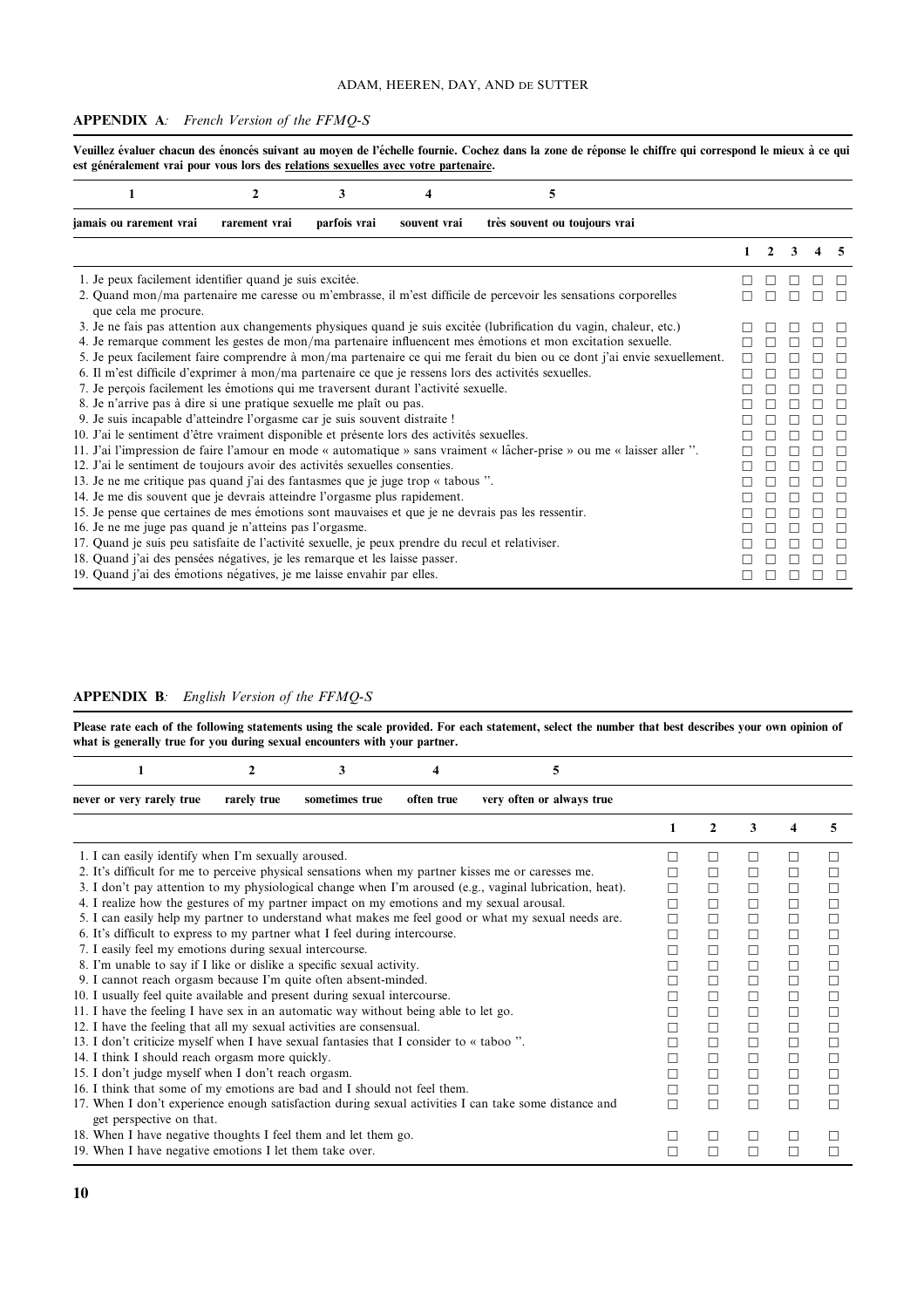## APPENDIX A: *French Version of the FFMQ-S*

**Veuillez évaluer chacun des énoncés suivant au moyen de l'échelle fournie. Cochez dans la zone de réponse le chiffre qui correspond le mieux à ce qui est généralement vrai pour vous lors des relations sexuelles avec votre partenaire.**

| 1 | 2 | 3 | 4 | 5 |
|---|---|---|---|---|
| jamais ou rarement vrai | rarement vrai | parfois vrai | souvent vrai | très souvent ou toujours vrai |

| | 1 | 2 | 3 | 4 | 5 |
|---|---|---|---|---|---|
| 1. Je peux facilement identifier quand je suis excitée. | ☐ | ☐ | ☐ | ☐ | ☐ |
| 2. Quand mon/ma partenaire me caresse ou m'embrasse, il m'est difficile de percevoir les sensations corporelles que cela me procure. | ☐ | ☐ | ☐ | ☐ | ☐ |
| 3. Je ne fais pas attention aux changements physiques quand je suis excitée (lubrification du vagin, chaleur, etc.) | ☐ | ☐ | ☐ | ☐ | ☐ |
| 4. Je remarque comment les gestes de mon/ma partenaire influencent mes émotions et mon excitation sexuelle. | ☐ | ☐ | ☐ | ☐ | ☐ |
| 5. Je peux facilement faire comprendre à mon/ma partenaire ce qui me ferait du bien ou ce dont j'ai envie sexuellement. | ☐ | ☐ | ☐ | ☐ | ☐ |
| 6. Il m'est difficile d'exprimer à mon/ma partenaire ce que je ressens lors des activités sexuelles. | ☐ | ☐ | ☐ | ☐ | ☐ |
| 7. Je perçois facilement les émotions qui me traversent durant l'activité sexuelle. | ☐ | ☐ | ☐ | ☐ | ☐ |
| 8. Je n'arrive pas à dire si une pratique sexuelle me plaît ou pas. | ☐ | ☐ | ☐ | ☐ | ☐ |
| 9. Je suis incapable d'atteindre l'orgasme car je suis souvent distraite ! | ☐ | ☐ | ☐ | ☐ | ☐ |
| 10. J'ai le sentiment d'être vraiment disponible et présente lors des activités sexuelles. | ☐ | ☐ | ☐ | ☐ | ☐ |
| 11. J'ai l'impression de faire l'amour en mode « automatique » sans vraiment « lâcher-prise » ou me « laisser aller ". | ☐ | ☐ | ☐ | ☐ | ☐ |
| 12. J'ai le sentiment de toujours avoir des activités sexuelles consenties. | ☐ | ☐ | ☐ | ☐ | ☐ |
| 13. Je ne me critique pas quand j'ai des fantasmes que je juge trop « tabous ". | ☐ | ☐ | ☐ | ☐ | ☐ |
| 14. Je me dis souvent que je devrais atteindre l'orgasme plus rapidement. | ☐ | ☐ | ☐ | ☐ | ☐ |
| 15. Je pense que certaines de mes émotions sont mauvaises et que je ne devrais pas les ressentir. | ☐ | ☐ | ☐ | ☐ | ☐ |
| 16. Je ne me juge pas quand je n'atteins pas l'orgasme. | ☐ | ☐ | ☐ | ☐ | ☐ |
| 17. Quand je suis peu satisfaite de l'activité sexuelle, je peux prendre du recul et relativiser. | ☐ | ☐ | ☐ | ☐ | ☐ |
| 18. Quand j'ai des pensées négatives, je les remarque et les laisse passer. | ☐ | ☐ | ☐ | ☐ | ☐ |
| 19. Quand j'ai des émotions négatives, je me laisse envahir par elles. | ☐ | ☐ | ☐ | ☐ | ☐ |

## APPENDIX B: *English Version of the FFMQ-S*

**Please rate each of the following statements using the scale provided. For each statement, select the number that best describes your own opinion of what is generally true for you during sexual encounters with your partner.**

| 1 | 2 | 3 | 4 | 5 |
|---|---|---|---|---|
| never or very rarely true | rarely true | sometimes true | often true | very often or always true |

| | 1 | 2 | 3 | 4 | 5 |
|---|---|---|---|---|---|
| 1. I can easily identify when I'm sexually aroused. | ☐ | ☐ | ☐ | ☐ | ☐ |
| 2. It's difficult for me to perceive physical sensations when my partner kisses me or caresses me. | ☐ | ☐ | ☐ | ☐ | ☐ |
| 3. I don't pay attention to my physiological change when I'm aroused (e.g., vaginal lubrication, heat). | ☐ | ☐ | ☐ | ☐ | ☐ |
| 4. I realize how the gestures of my partner impact on my emotions and my sexual arousal. | ☐ | ☐ | ☐ | ☐ | ☐ |
| 5. I can easily help my partner to understand what makes me feel good or what my sexual needs are. | ☐ | ☐ | ☐ | ☐ | ☐ |
| 6. It's difficult to express to my partner what I feel during intercourse. | ☐ | ☐ | ☐ | ☐ | ☐ |
| 7. I easily feel my emotions during sexual intercourse. | ☐ | ☐ | ☐ | ☐ | ☐ |
| 8. I'm unable to say if I like or dislike a specific sexual activity. | ☐ | ☐ | ☐ | ☐ | ☐ |
| 9. I cannot reach orgasm because I'm quite often absent-minded. | ☐ | ☐ | ☐ | ☐ | ☐ |
| 10. I usually feel quite available and present during sexual intercourse. | ☐ | ☐ | ☐ | ☐ | ☐ |
| 11. I have the feeling I have sex in an automatic way without being able to let go. | ☐ | ☐ | ☐ | ☐ | ☐ |
| 12. I have the feeling that all my sexual activities are consensual. | ☐ | ☐ | ☐ | ☐ | ☐ |
| 13. I don't criticize myself when I have sexual fantasies that I consider to « taboo ". | ☐ | ☐ | ☐ | ☐ | ☐ |
| 14. I think I should reach orgasm more quickly. | ☐ | ☐ | ☐ | ☐ | ☐ |
| 15. I don't judge myself when I don't reach orgasm. | ☐ | ☐ | ☐ | ☐ | ☐ |
| 16. I think that some of my emotions are bad and I should not feel them. | ☐ | ☐ | ☐ | ☐ | ☐ |
| 17. When I don't experience enough satisfaction during sexual activities I can take some distance and get perspective on that. | ☐ | ☐ | ☐ | ☐ | ☐ |
| 18. When I have negative thoughts I feel them and let them go. | ☐ | ☐ | ☐ | ☐ | ☐ |
| 19. When I have negative emotions I let them take over. | ☐ | ☐ | ☐ | ☐ | ☐ |